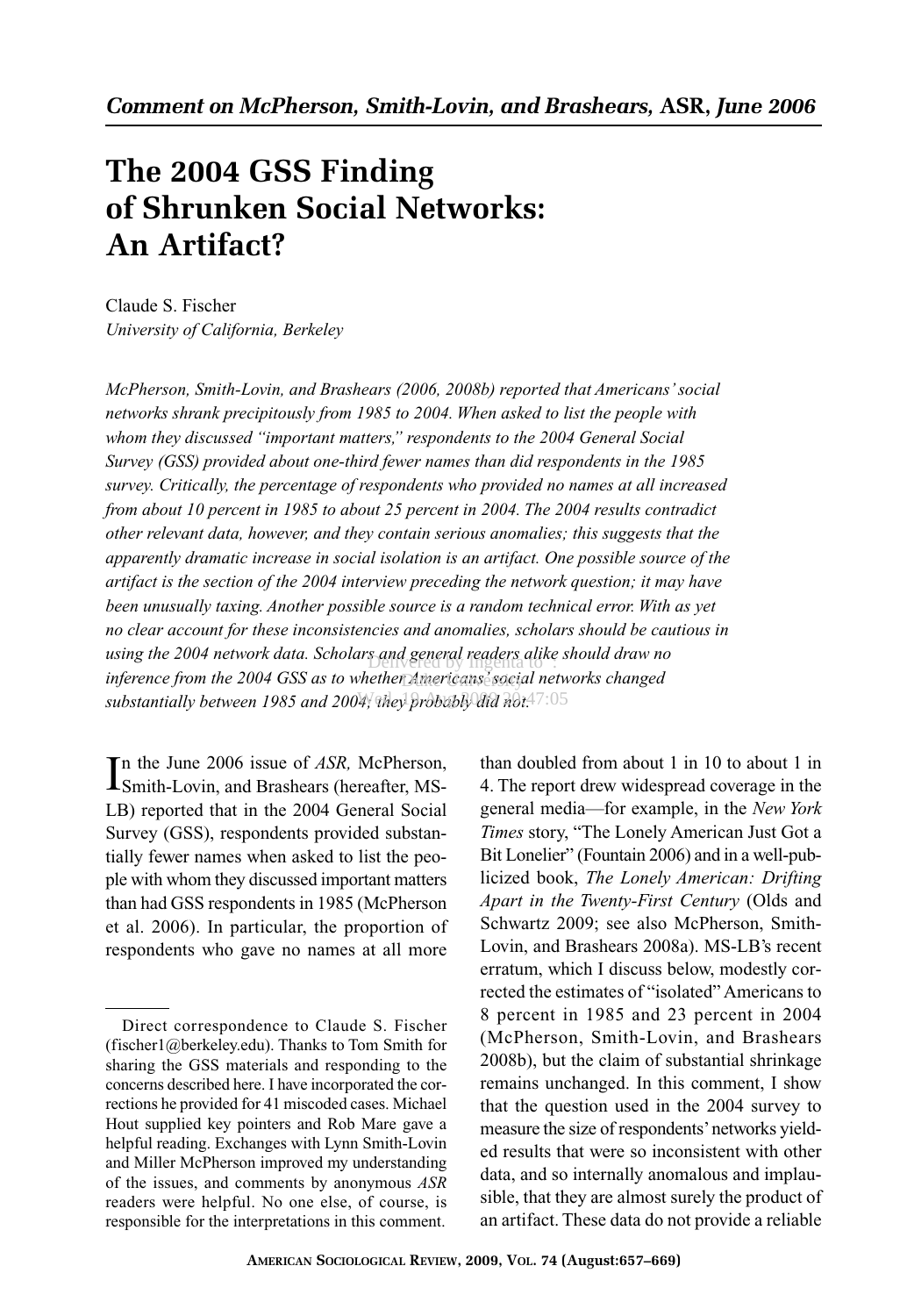*Comment on McPherson, Smith-Lovin, and Brashears,* ASR, *June 2006*

# The 2004 GSS Finding of Shrunken Social Networks: An Artifact?

Claude S. Fischer
*University of California, Berkeley*

*McPherson, Smith-Lovin, and Brashears (2006, 2008b) reported that Americans' social networks shrank precipitously from 1985 to 2004. When asked to list the people with whom they discussed "important matters," respondents to the 2004 General Social Survey (GSS) provided about one-third fewer names than did respondents in the 1985 survey. Critically, the percentage of respondents who provided no names at all increased from about 10 percent in 1985 to about 25 percent in 2004. The 2004 results contradict other relevant data, however, and they contain serious anomalies; this suggests that the apparently dramatic increase in social isolation is an artifact. One possible source of the artifact is the section of the 2004 interview preceding the network question; it may have been unusually taxing. Another possible source is a random technical error. With as yet no clear account for these inconsistencies and anomalies, scholars should be cautious in using the 2004 network data. Scholars and general readers alike should draw no inference from the 2004 GSS as to whether Americans' social networks changed substantially between 1985 and 2004; they probably did not.*

In the June 2006 issue of *ASR,* McPherson, Smith-Lovin, and Brashears (hereafter, MS-LB) reported that in the 2004 General Social Survey (GSS), respondents provided substantially fewer names when asked to list the people with whom they discussed important matters than had GSS respondents in 1985 (McPherson et al. 2006). In particular, the proportion of respondents who gave no names at all more than doubled from about 1 in 10 to about 1 in 4. The report drew widespread coverage in the general media—for example, in the *New York Times* story, "The Lonely American Just Got a Bit Lonelier" (Fountain 2006) and in a well-publicized book, *The Lonely American: Drifting Apart in the Twenty-First Century* (Olds and Schwartz 2009; see also McPherson, Smith-Lovin, and Brashears 2008a). MS-LB's recent erratum, which I discuss below, modestly corrected the estimates of "isolated" Americans to 8 percent in 1985 and 23 percent in 2004 (McPherson, Smith-Lovin, and Brashears 2008b), but the claim of substantial shrinkage remains unchanged. In this comment, I show that the question used in the 2004 survey to measure the size of respondents' networks yielded results that were so inconsistent with other data, and so internally anomalous and implausible, that they are almost surely the product of an artifact. These data do not provide a reliable

Direct correspondence to Claude S. Fischer (fischer1@berkeley.edu). Thanks to Tom Smith for sharing the GSS materials and responding to the concerns described here. I have incorporated the corrections he provided for 41 miscoded cases. Michael Hout supplied key pointers and Rob Mare gave a helpful reading. Exchanges with Lynn Smith-Lovin and Miller McPherson improved my understanding of the issues, and comments by anonymous *ASR* readers were helpful. No one else, of course, is responsible for the interpretations in this comment.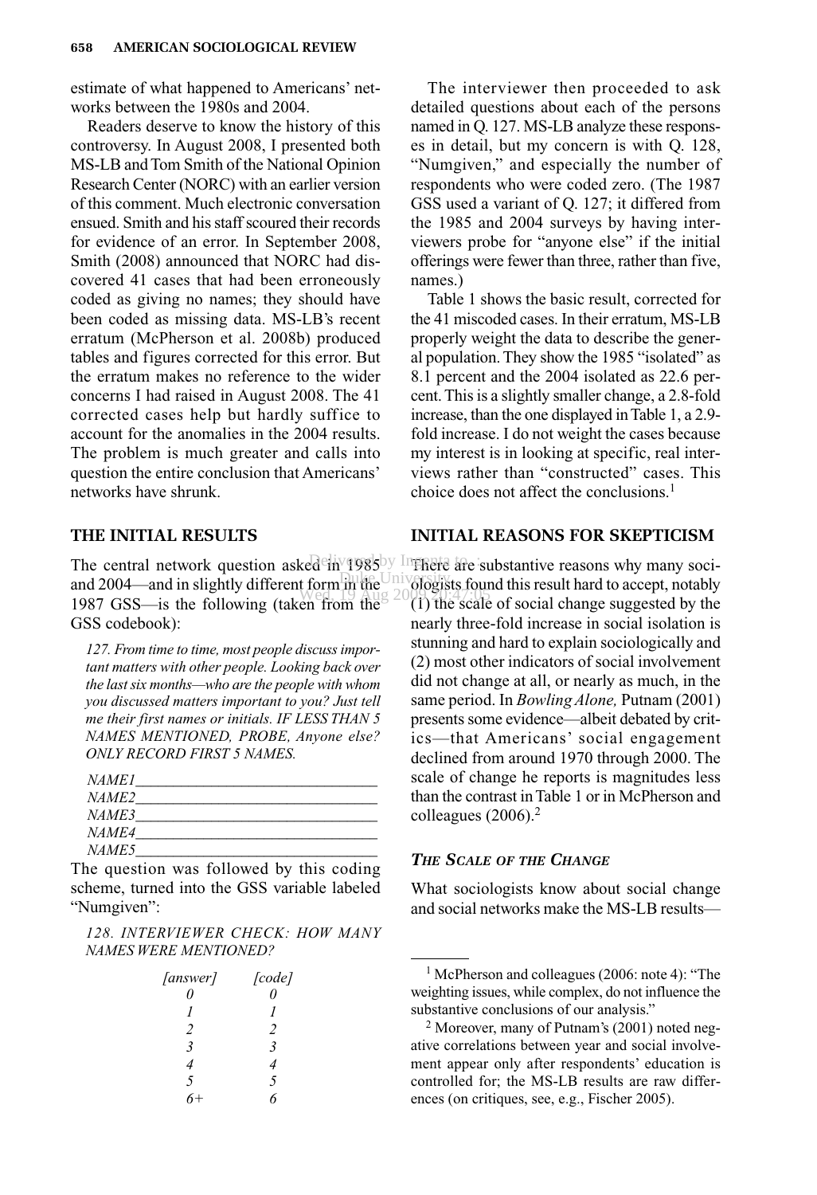estimate of what happened to Americans' networks between the 1980s and 2004.

Readers deserve to know the history of this controversy. In August 2008, I presented both MS-LB and Tom Smith of the National Opinion Research Center (NORC) with an earlier version of this comment. Much electronic conversation ensued. Smith and his staff scoured their records for evidence of an error. In September 2008, Smith (2008) announced that NORC had discovered 41 cases that had been erroneously coded as giving no names; they should have been coded as missing data. MS-LB's recent erratum (McPherson et al. 2008b) produced tables and figures corrected for this error. But the erratum makes no reference to the wider concerns I had raised in August 2008. The 41 corrected cases help but hardly suffice to account for the anomalies in the 2004 results. The problem is much greater and calls into question the entire conclusion that Americans' networks have shrunk.

## THE INITIAL RESULTS

The central network question asked in 1985 and 2004—and in slightly different form in the 1987 GSS—is the following (taken from the GSS codebook):

*127. From time to time, most people discuss important matters with other people. Looking back over the last six months—who are the people with whom you discussed matters important to you? Just tell me their first names or initials. IF LESS THAN 5 NAMES MENTIONED, PROBE, Anyone else? ONLY RECORD FIRST 5 NAMES.*

*NAME1*\_\_\_\_\_\_\_\_\_\_\_\_\_\_\_\_\_\_\_\_\_\_\_\_\_\_\_\_\_\_
*NAME2*\_\_\_\_\_\_\_\_\_\_\_\_\_\_\_\_\_\_\_\_\_\_\_\_\_\_\_\_\_\_
*NAME3*\_\_\_\_\_\_\_\_\_\_\_\_\_\_\_\_\_\_\_\_\_\_\_\_\_\_\_\_\_\_
*NAME4*\_\_\_\_\_\_\_\_\_\_\_\_\_\_\_\_\_\_\_\_\_\_\_\_\_\_\_\_\_\_
*NAME5*\_\_\_\_\_\_\_\_\_\_\_\_\_\_\_\_\_\_\_\_\_\_\_\_\_\_\_\_\_\_

The question was followed by this coding scheme, turned into the GSS variable labeled "Numgiven":

*128. INTERVIEWER CHECK: HOW MANY NAMES WERE MENTIONED?*

| *[answer]* | *[code]* |
|---|---|
| *0* | *0* |
| *1* | *1* |
| *2* | *2* |
| *3* | *3* |
| *4* | *4* |
| *5* | *5* |
| *6+* | *6* |

The interviewer then proceeded to ask detailed questions about each of the persons named in Q. 127. MS-LB analyze these responses in detail, but my concern is with Q. 128, "Numgiven," and especially the number of respondents who were coded zero. (The 1987 GSS used a variant of Q. 127; it differed from the 1985 and 2004 surveys by having interviewers probe for "anyone else" if the initial offerings were fewer than three, rather than five, names.)

Table 1 shows the basic result, corrected for the 41 miscoded cases. In their erratum, MS-LB properly weight the data to describe the general population. They show the 1985 "isolated" as 8.1 percent and the 2004 isolated as 22.6 percent. This is a slightly smaller change, a 2.8-fold increase, than the one displayed in Table 1, a 2.9-fold increase. I do not weight the cases because my interest is in looking at specific, real interviews rather than "constructed" cases. This choice does not affect the conclusions.[1]

## INITIAL REASONS FOR SKEPTICISM

There are substantive reasons why many sociologists found this result hard to accept, notably (1) the scale of social change suggested by the nearly three-fold increase in social isolation is stunning and hard to explain sociologically and (2) most other indicators of social involvement did not change at all, or nearly as much, in the same period. In *Bowling Alone,* Putnam (2001) presents some evidence—albeit debated by critics—that Americans' social engagement declined from around 1970 through 2000. The scale of change he reports is magnitudes less than the contrast in Table 1 or in McPherson and colleagues (2006).[2]

### *THE SCALE OF THE CHANGE*

What sociologists know about social change and social networks make the MS-LB results—

[1] McPherson and colleagues (2006: note 4): "The weighting issues, while complex, do not influence the substantive conclusions of our analysis."

[2] Moreover, many of Putnam's (2001) noted negative correlations between year and social involvement appear only after respondents' education is controlled for; the MS-LB results are raw differences (on critiques, see, e.g., Fischer 2005).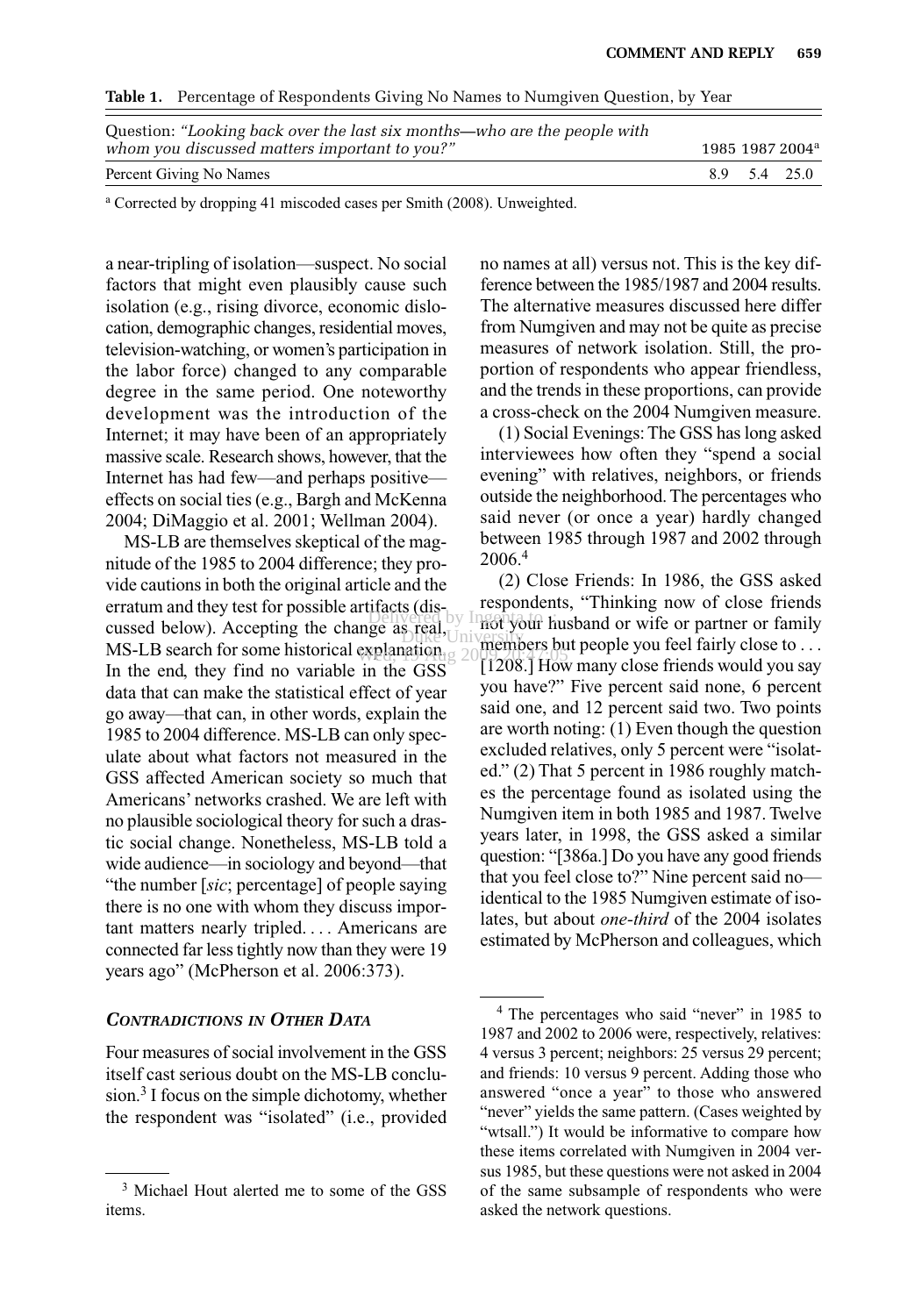**Table 1.** Percentage of Respondents Giving No Names to Numgiven Question, by Year

| Question: *"Looking back over the last six months—who are the people with whom you discussed matters important to you?"* | 1985 | 1987 | 2004[a] |
|---|---|---|---|
| Percent Giving No Names | 8.9 | 5.4 | 25.0 |

[a] Corrected by dropping 41 miscoded cases per Smith (2008). Unweighted.

a near-tripling of isolation—suspect. No social factors that might even plausibly cause such isolation (e.g., rising divorce, economic dislocation, demographic changes, residential moves, television-watching, or women's participation in the labor force) changed to any comparable degree in the same period. One noteworthy development was the introduction of the Internet; it may have been of an appropriately massive scale. Research shows, however, that the Internet has had few—and perhaps positive—effects on social ties (e.g., Bargh and McKenna 2004; DiMaggio et al. 2001; Wellman 2004).

MS-LB are themselves skeptical of the magnitude of the 1985 to 2004 difference; they provide cautions in both the original article and the erratum and they test for possible artifacts (discussed below). Accepting the change as real, MS-LB search for some historical explanation. In the end, they find no variable in the GSS data that can make the statistical effect of year go away—that can, in other words, explain the 1985 to 2004 difference. MS-LB can only speculate about what factors not measured in the GSS affected American society so much that Americans' networks crashed. We are left with no plausible sociological theory for such a drastic social change. Nonetheless, MS-LB told a wide audience—in sociology and beyond—that "the number [*sic*; percentage] of people saying there is no one with whom they discuss important matters nearly tripled. . . . Americans are connected far less tightly now than they were 19 years ago" (McPherson et al. 2006:373).

### *Contradictions in Other Data*

Four measures of social involvement in the GSS itself cast serious doubt on the MS-LB conclusion.[3] I focus on the simple dichotomy, whether the respondent was "isolated" (i.e., provided no names at all) versus not. This is the key difference between the 1985/1987 and 2004 results. The alternative measures discussed here differ from Numgiven and may not be quite as precise measures of network isolation. Still, the proportion of respondents who appear friendless, and the trends in these proportions, can provide a cross-check on the 2004 Numgiven measure.

(1) Social Evenings: The GSS has long asked interviewees how often they "spend a social evening" with relatives, neighbors, or friends outside the neighborhood. The percentages who said never (or once a year) hardly changed between 1985 through 1987 and 2002 through 2006.[4]

(2) Close Friends: In 1986, the GSS asked respondents, "Thinking now of close friends not your husband or wife or partner or family members but people you feel fairly close to . . . [1208.] How many close friends would you say you have?" Five percent said none, 6 percent said one, and 12 percent said two. Two points are worth noting: (1) Even though the question excluded relatives, only 5 percent were "isolated." (2) That 5 percent in 1986 roughly matches the percentage found as isolated using the Numgiven item in both 1985 and 1987. Twelve years later, in 1998, the GSS asked a similar question: "[386a.] Do you have any good friends that you feel close to?" Nine percent said no—identical to the 1985 Numgiven estimate of isolates, but about *one-third* of the 2004 isolates estimated by McPherson and colleagues, which

[3] Michael Hout alerted me to some of the GSS items.

[4] The percentages who said "never" in 1985 to 1987 and 2002 to 2006 were, respectively, relatives: 4 versus 3 percent; neighbors: 25 versus 29 percent; and friends: 10 versus 9 percent. Adding those who answered "once a year" to those who answered "never" yields the same pattern. (Cases weighted by "wtsall.") It would be informative to compare how these items correlated with Numgiven in 2004 versus 1985, but these questions were not asked in 2004 of the same subsample of respondents who were asked the network questions.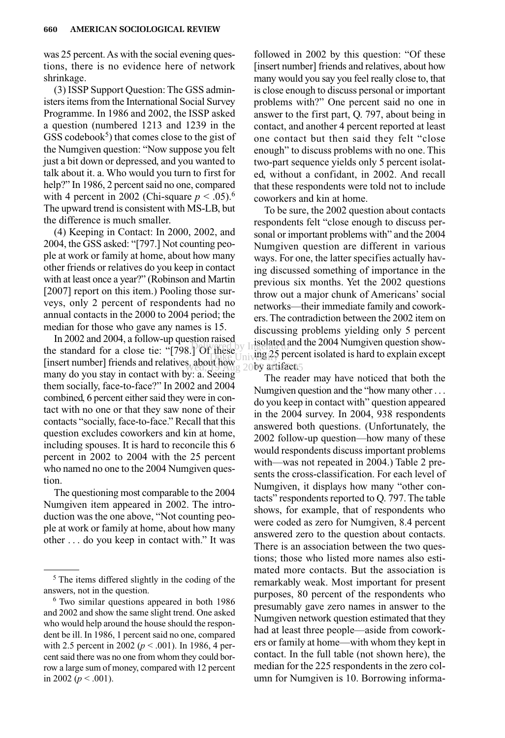was 25 percent. As with the social evening questions, there is no evidence here of network shrinkage.

(3) ISSP Support Question: The GSS administers items from the International Social Survey Programme. In 1986 and 2002, the ISSP asked a question (numbered 1213 and 1239 in the GSS codebook[5]) that comes close to the gist of the Numgiven question: "Now suppose you felt just a bit down or depressed, and you wanted to talk about it. a. Who would you turn to first for help?" In 1986, 2 percent said no one, compared with 4 percent in 2002 (Chi-square $p < .05$).[6] The upward trend is consistent with MS-LB, but the difference is much smaller.

(4) Keeping in Contact: In 2000, 2002, and 2004, the GSS asked: "[797.] Not counting people at work or family at home, about how many other friends or relatives do you keep in contact with at least once a year?" (Robinson and Martin [2007] report on this item.) Pooling those surveys, only 2 percent of respondents had no annual contacts in the 2000 to 2004 period; the median for those who gave any names is 15.

In 2002 and 2004, a follow-up question raised the standard for a close tie: "[798.] Of these [insert number] friends and relatives, about how many do you stay in contact with by: a. Seeing them socially, face-to-face?" In 2002 and 2004 combined, 6 percent either said they were in contact with no one or that they saw none of their contacts "socially, face-to-face." Recall that this question excludes coworkers and kin at home, including spouses. It is hard to reconcile this 6 percent in 2002 to 2004 with the 25 percent who named no one to the 2004 Numgiven question.

The questioning most comparable to the 2004 Numgiven item appeared in 2002. The introduction was the one above, "Not counting people at work or family at home, about how many other . . . do you keep in contact with." It was followed in 2002 by this question: "Of these [insert number] friends and relatives, about how many would you say you feel really close to, that is close enough to discuss personal or important problems with?" One percent said no one in answer to the first part, Q. 797, about being in contact, and another 4 percent reported at least one contact but then said they felt "close enough" to discuss problems with no one. This two-part sequence yields only 5 percent isolated, without a confidant, in 2002. And recall that these respondents were told not to include coworkers and kin at home.

To be sure, the 2002 question about contacts respondents felt "close enough to discuss personal or important problems with" and the 2004 Numgiven question are different in various ways. For one, the latter specifies actually having discussed something of importance in the previous six months. Yet the 2002 questions throw out a major chunk of Americans' social networks—their immediate family and coworkers. The contradiction between the 2002 item on discussing problems yielding only 5 percent isolated and the 2004 Numgiven question showing 25 percent isolated is hard to explain except by artifact.

The reader may have noticed that both the Numgiven question and the "how many other . . . do you keep in contact with" question appeared in the 2004 survey. In 2004, 938 respondents answered both questions. (Unfortunately, the 2002 follow-up question—how many of these would respondents discuss important problems with—was not repeated in 2004.) Table 2 presents the cross-classification. For each level of Numgiven, it displays how many "other contacts" respondents reported to Q. 797. The table shows, for example, that of respondents who were coded as zero for Numgiven, 8.4 percent answered zero to the question about contacts. There is an association between the two questions; those who listed more names also estimated more contacts. But the association is remarkably weak. Most important for present purposes, 80 percent of the respondents who presumably gave zero names in answer to the Numgiven network question estimated that they had at least three people—aside from coworkers or family at home—with whom they kept in contact. In the full table (not shown here), the median for the 225 respondents in the zero column for Numgiven is 10. Borrowing informa-

---

[5] The items differed slightly in the coding of the answers, not in the question.

[6] Two similar questions appeared in both 1986 and 2002 and show the same slight trend. One asked who would help around the house should the respondent be ill. In 1986, 1 percent said no one, compared with 2.5 percent in 2002 ($p < .001$). In 1986, 4 percent said there was no one from whom they could borrow a large sum of money, compared with 12 percent in 2002 ($p < .001$).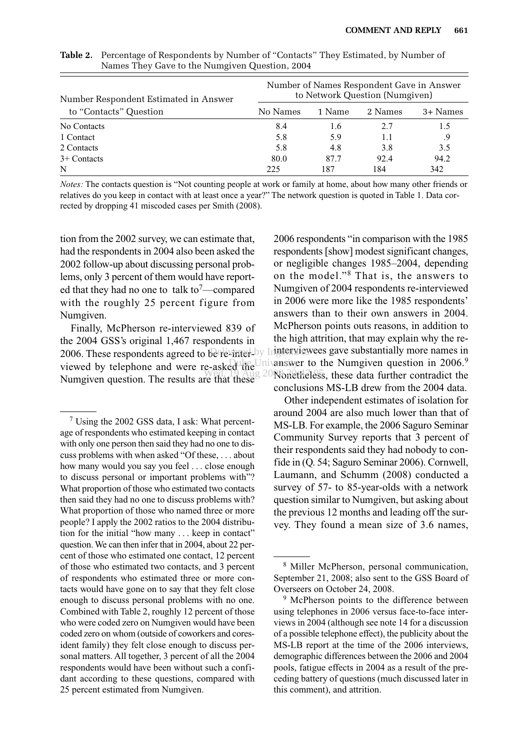**Table 2.** Percentage of Respondents by Number of "Contacts" They Estimated, by Number of Names They Gave to the Numgiven Question, 2004

| Number Respondent Estimated in Answer to "Contacts" Question | Number of Names Respondent Gave in Answer to Network Question (Numgiven) | | | |
|---|---|---|---|---|
| | No Names | 1 Name | 2 Names | 3+ Names |
| No Contacts | 8.4 | 1.6 | 2.7 | 1.5 |
| 1 Contact | 5.8 | 5.9 | 1.1 | .9 |
| 2 Contacts | 5.8 | 4.8 | 3.8 | 3.5 |
| 3+ Contacts | 80.0 | 87.7 | 92.4 | 94.2 |
| N | 225 | 187 | 184 | 342 |

*Notes:* The contacts question is "Not counting people at work or family at home, about how many other friends or relatives do you keep in contact with at least once a year?" The network question is quoted in Table 1. Data corrected by dropping 41 miscoded cases per Smith (2008).

tion from the 2002 survey, we can estimate that, had the respondents in 2004 also been asked the 2002 follow-up about discussing personal problems, only 3 percent of them would have reported that they had no one to talk to[7]—compared with the roughly 25 percent figure from Numgiven.

Finally, McPherson re-interviewed 839 of the 2004 GSS's original 1,467 respondents in 2006. These respondents agreed to be re-interviewed by telephone and were re-asked the Numgiven question. The results are that these 2006 respondents "in comparison with the 1985 respondents [show] modest significant changes, or negligible changes 1985–2004, depending on the model."[8] That is, the answers to Numgiven of 2004 respondents re-interviewed in 2006 were more like the 1985 respondents' answers than to their own answers in 2004. McPherson points outs reasons, in addition to the high attrition, that may explain why the re-interviewees gave substantially more names in answer to the Numgiven question in 2006.[9] Nonetheless, these data further contradict the conclusions MS-LB drew from the 2004 data.

Other independent estimates of isolation for around 2004 are also much lower than that of MS-LB. For example, the 2006 Saguro Seminar Community Survey reports that 3 percent of their respondents said they had nobody to confide in (Q. 54; Saguro Seminar 2006). Cornwell, Laumann, and Schumm (2008) conducted a survey of 57- to 85-year-olds with a network question similar to Numgiven, but asking about the previous 12 months and leading off the survey. They found a mean size of 3.6 names,

---

[7] Using the 2002 GSS data, I ask: What percentage of respondents who estimated keeping in contact with only one person then said they had no one to discuss problems with when asked "Of these, . . . about how many would you say you feel . . . close enough to discuss personal or important problems with"? What proportion of those who estimated two contacts then said they had no one to discuss problems with? What proportion of those who named three or more people? I apply the 2002 ratios to the 2004 distribution for the initial "how many . . . keep in contact" question. We can then infer that in 2004, about 22 percent of those who estimated one contact, 12 percent of those who estimated two contacts, and 3 percent of respondents who estimated three or more contacts would have gone on to say that they felt close enough to discuss personal problems with no one. Combined with Table 2, roughly 12 percent of those who were coded zero on Numgiven would have been coded zero on whom (outside of coworkers and coresident family) they felt close enough to discuss personal matters. All together, 3 percent of all the 2004 respondents would have been without such a confidant according to these questions, compared with 25 percent estimated from Numgiven.

[8] Miller McPherson, personal communication, September 21, 2008; also sent to the GSS Board of Overseers on October 24, 2008.

[9] McPherson points to the difference between using telephones in 2006 versus face-to-face interviews in 2004 (although see note 14 for a discussion of a possible telephone effect), the publicity about the MS-LB report at the time of the 2006 interviews, demographic differences between the 2006 and 2004 pools, fatigue effects in 2004 as a result of the preceding battery of questions (much discussed later in this comment), and attrition.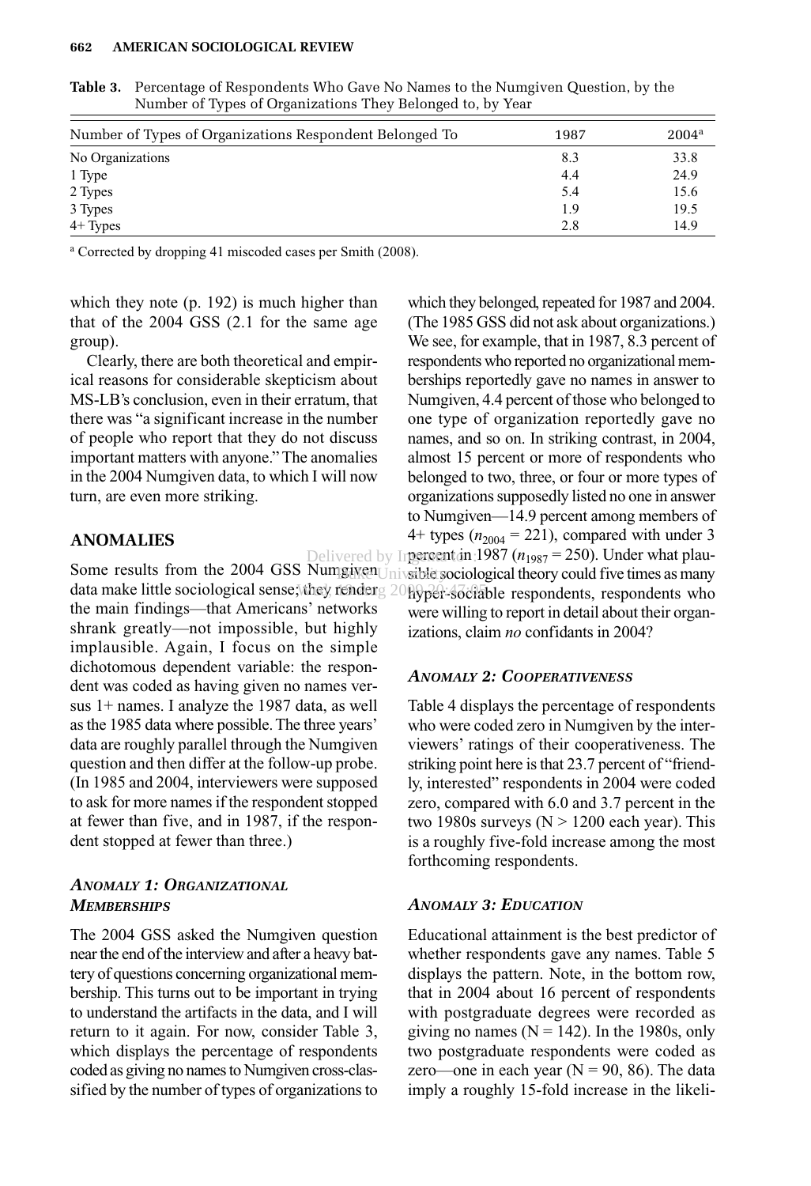**Table 3.** Percentage of Respondents Who Gave No Names to the Numgiven Question, by the Number of Types of Organizations They Belonged to, by Year

| Number of Types of Organizations Respondent Belonged To | 1987 | 2004[a] |
|---|---|---|
| No Organizations | 8.3 | 33.8 |
| 1 Type | 4.4 | 24.9 |
| 2 Types | 5.4 | 15.6 |
| 3 Types | 1.9 | 19.5 |
| 4+ Types | 2.8 | 14.9 |

[a] Corrected by dropping 41 miscoded cases per Smith (2008).

which they note (p. 192) is much higher than that of the 2004 GSS (2.1 for the same age group).

Clearly, there are both theoretical and empirical reasons for considerable skepticism about MS-LB's conclusion, even in their erratum, that there was "a significant increase in the number of people who report that they do not discuss important matters with anyone." The anomalies in the 2004 Numgiven data, to which I will now turn, are even more striking.

## ANOMALIES

Some results from the 2004 GSS Numgiven data make little sociological sense; they render the main findings—that Americans' networks shrank greatly—not impossible, but highly implausible. Again, I focus on the simple dichotomous dependent variable: the respondent was coded as having given no names versus 1+ names. I analyze the 1987 data, as well as the 1985 data where possible. The three years' data are roughly parallel through the Numgiven question and then differ at the follow-up probe. (In 1985 and 2004, interviewers were supposed to ask for more names if the respondent stopped at fewer than five, and in 1987, if the respondent stopped at fewer than three.)

### *ANOMALY 1: ORGANIZATIONAL MEMBERSHIPS*

The 2004 GSS asked the Numgiven question near the end of the interview and after a heavy battery of questions concerning organizational membership. This turns out to be important in trying to understand the artifacts in the data, and I will return to it again. For now, consider Table 3, which displays the percentage of respondents coded as giving no names to Numgiven cross-classified by the number of types of organizations to which they belonged, repeated for 1987 and 2004. (The 1985 GSS did not ask about organizations.) We see, for example, that in 1987, 8.3 percent of respondents who reported no organizational memberships reportedly gave no names in answer to Numgiven, 4.4 percent of those who belonged to one type of organization reportedly gave no names, and so on. In striking contrast, in 2004, almost 15 percent or more of respondents who belonged to two, three, or four or more types of organizations supposedly listed no one in answer to Numgiven—14.9 percent among members of 4+ types ($n_{2004} = 221$), compared with under 3 percent in 1987 ($n_{1987} = 250$). Under what plausible sociological theory could five times as many hyper-sociable respondents, respondents who were willing to report in detail about their organizations, claim *no* confidants in 2004?

### *ANOMALY 2: COOPERATIVENESS*

Table 4 displays the percentage of respondents who were coded zero in Numgiven by the interviewers' ratings of their cooperativeness. The striking point here is that 23.7 percent of "friendly, interested" respondents in 2004 were coded zero, compared with 6.0 and 3.7 percent in the two 1980s surveys (N > 1200 each year). This is a roughly five-fold increase among the most forthcoming respondents.

### *ANOMALY 3: EDUCATION*

Educational attainment is the best predictor of whether respondents gave any names. Table 5 displays the pattern. Note, in the bottom row, that in 2004 about 16 percent of respondents with postgraduate degrees were recorded as giving no names (N = 142). In the 1980s, only two postgraduate respondents were coded as zero—one in each year (N = 90, 86). The data imply a roughly 15-fold increase in the likeli-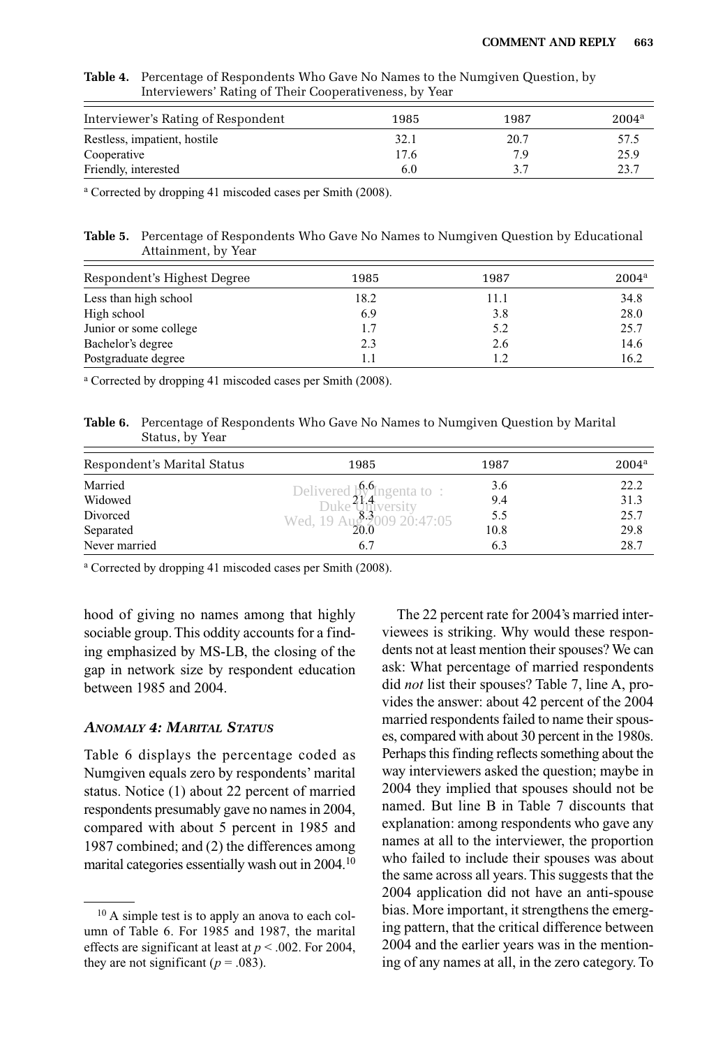**Table 4.** Percentage of Respondents Who Gave No Names to the Numgiven Question, by Interviewers' Rating of Their Cooperativeness, by Year

| Interviewer's Rating of Respondent | 1985 | 1987 | 2004[a] |
|---|---|---|---|
| Restless, impatient, hostile | 32.1 | 20.7 | 57.5 |
| Cooperative | 17.6 | 7.9 | 25.9 |
| Friendly, interested | 6.0 | 3.7 | 23.7 |

[a] Corrected by dropping 41 miscoded cases per Smith (2008).

**Table 5.** Percentage of Respondents Who Gave No Names to Numgiven Question by Educational Attainment, by Year

| Respondent's Highest Degree | 1985 | 1987 | 2004[a] |
|---|---|---|---|
| Less than high school | 18.2 | 11.1 | 34.8 |
| High school | 6.9 | 3.8 | 28.0 |
| Junior or some college | 1.7 | 5.2 | 25.7 |
| Bachelor's degree | 2.3 | 2.6 | 14.6 |
| Postgraduate degree | 1.1 | 1.2 | 16.2 |

[a] Corrected by dropping 41 miscoded cases per Smith (2008).

**Table 6.** Percentage of Respondents Who Gave No Names to Numgiven Question by Marital Status, by Year

| Respondent's Marital Status | 1985 | 1987 | 2004[a] |
|---|---|---|---|
| Married | 6.6 | 3.6 | 22.2 |
| Widowed | 21.4 | 9.4 | 31.3 |
| Divorced | 8.3 | 5.5 | 25.7 |
| Separated | 20.0 | 10.8 | 29.8 |
| Never married | 6.7 | 6.3 | 28.7 |

[a] Corrected by dropping 41 miscoded cases per Smith (2008).

hood of giving no names among that highly sociable group. This oddity accounts for a finding emphasized by MS-LB, the closing of the gap in network size by respondent education between 1985 and 2004.

### *ANOMALY 4: MARITAL STATUS*

Table 6 displays the percentage coded as Numgiven equals zero by respondents' marital status. Notice (1) about 22 percent of married respondents presumably gave no names in 2004, compared with about 5 percent in 1985 and 1987 combined; and (2) the differences among marital categories essentially wash out in 2004.[10]

The 22 percent rate for 2004's married interviewees is striking. Why would these respondents not at least mention their spouses? We can ask: What percentage of married respondents did *not* list their spouses? Table 7, line A, provides the answer: about 42 percent of the 2004 married respondents failed to name their spouses, compared with about 30 percent in the 1980s. Perhaps this finding reflects something about the way interviewers asked the question; maybe in 2004 they implied that spouses should not be named. But line B in Table 7 discounts that explanation: among respondents who gave any names at all to the interviewer, the proportion who failed to include their spouses was about the same across all years. This suggests that the 2004 application did not have an anti-spouse bias. More important, it strengthens the emerging pattern, that the critical difference between 2004 and the earlier years was in the mentioning of any names at all, in the zero category. To

[10] A simple test is to apply an anova to each column of Table 6. For 1985 and 1987, the marital effects are significant at least at $p < .002$. For 2004, they are not significant ($p = .083$).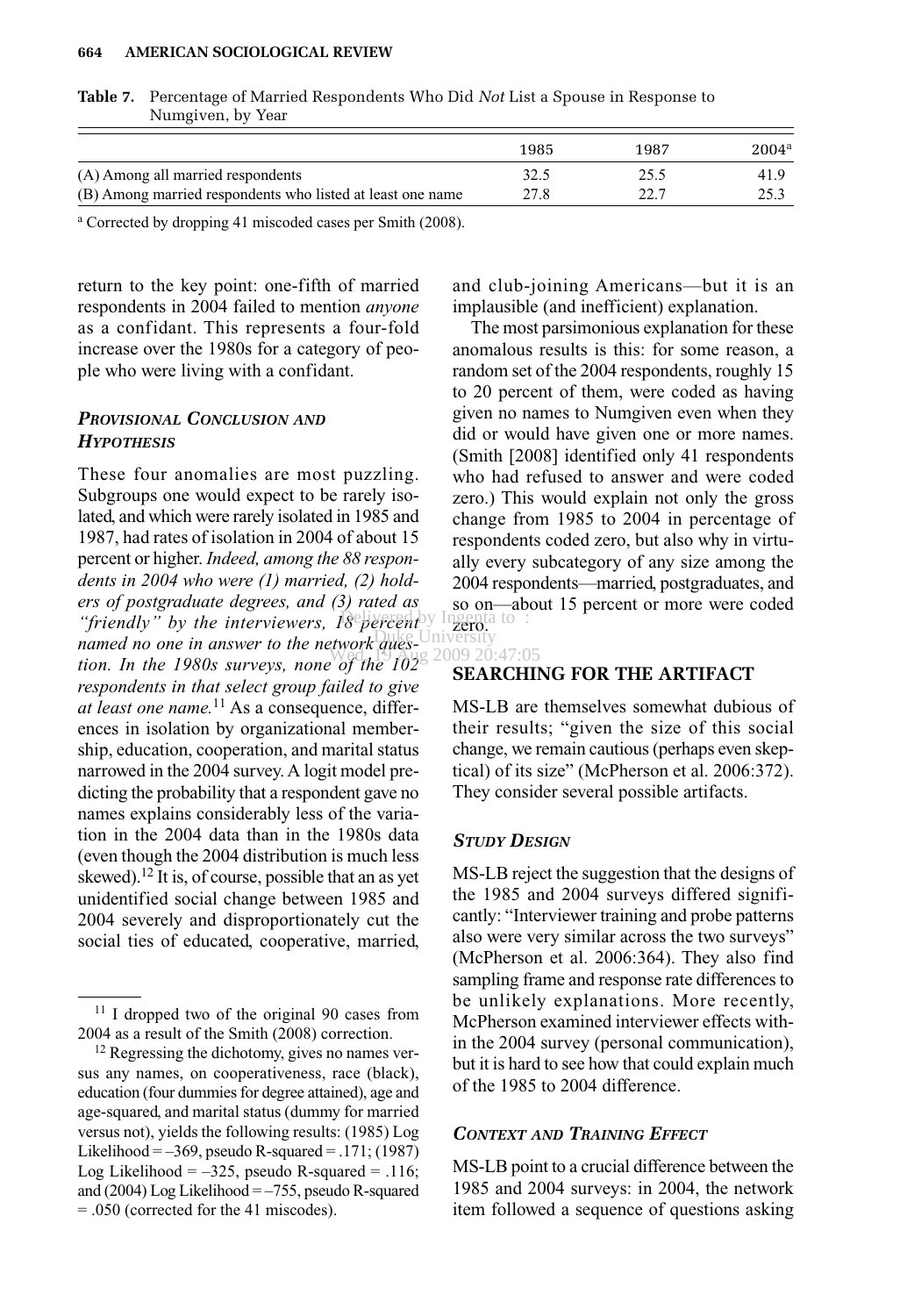**Table 7.** Percentage of Married Respondents Who Did *Not* List a Spouse in Response to Numgiven, by Year

| | 1985 | 1987 | 2004[a] |
|---|---|---|---|
| (A) Among all married respondents | 32.5 | 25.5 | 41.9 |
| (B) Among married respondents who listed at least one name | 27.8 | 22.7 | 25.3 |

[a] Corrected by dropping 41 miscoded cases per Smith (2008).

return to the key point: one-fifth of married respondents in 2004 failed to mention *anyone* as a confidant. This represents a four-fold increase over the 1980s for a category of people who were living with a confidant.

### *Provisional Conclusion and Hypothesis*

These four anomalies are most puzzling. Subgroups one would expect to be rarely isolated, and which were rarely isolated in 1985 and 1987, had rates of isolation in 2004 of about 15 percent or higher. *Indeed, among the 88 respondents in 2004 who were (1) married, (2) holders of postgraduate degrees, and (3) rated as "friendly" by the interviewers, 18 percent named no one in answer to the network question. In the 1980s surveys, none of the 102 respondents in that select group failed to give at least one name.*[11] As a consequence, differences in isolation by organizational membership, education, cooperation, and marital status narrowed in the 2004 survey. A logit model predicting the probability that a respondent gave no names explains considerably less of the variation in the 2004 data than in the 1980s data (even though the 2004 distribution is much less skewed).[12] It is, of course, possible that an as yet unidentified social change between 1985 and 2004 severely and disproportionately cut the social ties of educated, cooperative, married, and club-joining Americans—but it is an implausible (and inefficient) explanation.

The most parsimonious explanation for these anomalous results is this: for some reason, a random set of the 2004 respondents, roughly 15 to 20 percent of them, were coded as having given no names to Numgiven even when they did or would have given one or more names. (Smith [2008] identified only 41 respondents who had refused to answer and were coded zero.) This would explain not only the gross change from 1985 to 2004 in percentage of respondents coded zero, but also why in virtually every subcategory of any size among the 2004 respondents—married, postgraduates, and so on—about 15 percent or more were coded zero.

## SEARCHING FOR THE ARTIFACT

MS-LB are themselves somewhat dubious of their results; "given the size of this social change, we remain cautious (perhaps even skeptical) of its size" (McPherson et al. 2006:372). They consider several possible artifacts.

### *Study Design*

MS-LB reject the suggestion that the designs of the 1985 and 2004 surveys differed significantly: "Interviewer training and probe patterns also were very similar across the two surveys" (McPherson et al. 2006:364). They also find sampling frame and response rate differences to be unlikely explanations. More recently, McPherson examined interviewer effects within the 2004 survey (personal communication), but it is hard to see how that could explain much of the 1985 to 2004 difference.

### *Context and Training Effect*

MS-LB point to a crucial difference between the 1985 and 2004 surveys: in 2004, the network item followed a sequence of questions asking

[11] I dropped two of the original 90 cases from 2004 as a result of the Smith (2008) correction.

[12] Regressing the dichotomy, gives no names versus any names, on cooperativeness, race (black), education (four dummies for degree attained), age and age-squared, and marital status (dummy for married versus not), yields the following results: (1985) Log Likelihood = –369, pseudo R-squared = .171; (1987) Log Likelihood = –325, pseudo R-squared = .116; and (2004) Log Likelihood = –755, pseudo R-squared = .050 (corrected for the 41 miscodes).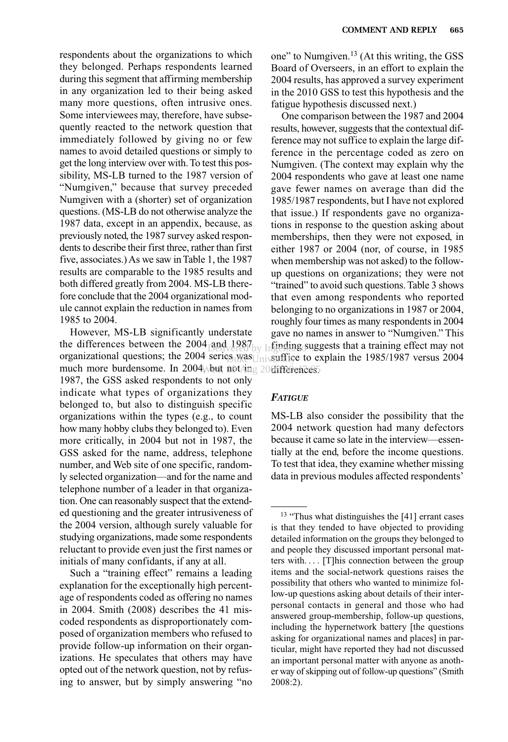respondents about the organizations to which they belonged. Perhaps respondents learned during this segment that affirming membership in any organization led to their being asked many more questions, often intrusive ones. Some interviewees may, therefore, have subsequently reacted to the network question that immediately followed by giving no or few names to avoid detailed questions or simply to get the long interview over with. To test this possibility, MS-LB turned to the 1987 version of "Numgiven," because that survey preceded Numgiven with a (shorter) set of organization questions. (MS-LB do not otherwise analyze the 1987 data, except in an appendix, because, as previously noted, the 1987 survey asked respondents to describe their first three, rather than first five, associates.) As we saw in Table 1, the 1987 results are comparable to the 1985 results and both differed greatly from 2004. MS-LB therefore conclude that the 2004 organizational module cannot explain the reduction in names from 1985 to 2004.

However, MS-LB significantly understate the differences between the 2004 and 1987 organizational questions; the 2004 series was much more burdensome. In 2004, but not in 1987, the GSS asked respondents to not only indicate what types of organizations they belonged to, but also to distinguish specific organizations within the types (e.g., to count how many hobby clubs they belonged to). Even more critically, in 2004 but not in 1987, the GSS asked for the name, address, telephone number, and Web site of one specific, randomly selected organization—and for the name and telephone number of a leader in that organization. One can reasonably suspect that the extended questioning and the greater intrusiveness of the 2004 version, although surely valuable for studying organizations, made some respondents reluctant to provide even just the first names or initials of many confidants, if any at all.

Such a "training effect" remains a leading explanation for the exceptionally high percentage of respondents coded as offering no names in 2004. Smith (2008) describes the 41 miscoded respondents as disproportionately composed of organization members who refused to provide follow-up information on their organizations. He speculates that others may have opted out of the network question, not by refusing to answer, but by simply answering "no one" to Numgiven.[13] (At this writing, the GSS Board of Overseers, in an effort to explain the 2004 results, has approved a survey experiment in the 2010 GSS to test this hypothesis and the fatigue hypothesis discussed next.)

One comparison between the 1987 and 2004 results, however, suggests that the contextual difference may not suffice to explain the large difference in the percentage coded as zero on Numgiven. (The context may explain why the 2004 respondents who gave at least one name gave fewer names on average than did the 1985/1987 respondents, but I have not explored that issue.) If respondents gave no organizations in response to the question asking about memberships, then they were not exposed, in either 1987 or 2004 (nor, of course, in 1985 when membership was not asked) to the follow-up questions on organizations; they were not "trained" to avoid such questions. Table 3 shows that even among respondents who reported belonging to no organizations in 1987 or 2004, roughly four times as many respondents in 2004 gave no names in answer to "Numgiven." This finding suggests that a training effect may not suffice to explain the 1985/1987 versus 2004 differences.

### *FATIGUE*

MS-LB also consider the possibility that the 2004 network question had many defectors because it came so late in the interview—essentially at the end, before the income questions. To test that idea, they examine whether missing data in previous modules affected respondents'

---

[13] "Thus what distinguishes the [41] errant cases is that they tended to have objected to providing detailed information on the groups they belonged to and people they discussed important personal matters with. . . . [T]his connection between the group items and the social-network questions raises the possibility that others who wanted to minimize follow-up questions asking about details of their interpersonal contacts in general and those who had answered group-membership, follow-up questions, including the hypernetwork battery [the questions asking for organizational names and places] in particular, might have reported they had not discussed an important personal matter with anyone as another way of skipping out of follow-up questions" (Smith 2008:2).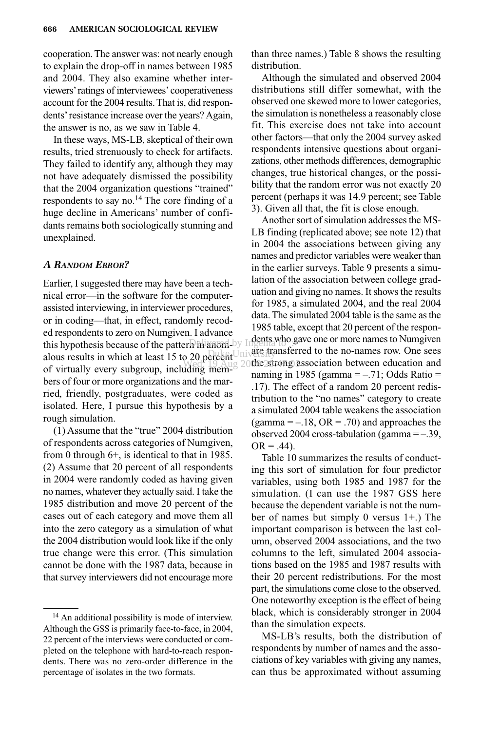cooperation. The answer was: not nearly enough to explain the drop-off in names between 1985 and 2004. They also examine whether interviewers' ratings of interviewees' cooperativeness account for the 2004 results. That is, did respondents' resistance increase over the years? Again, the answer is no, as we saw in Table 4.

In these ways, MS-LB, skeptical of their own results, tried strenuously to check for artifacts. They failed to identify any, although they may not have adequately dismissed the possibility that the 2004 organization questions "trained" respondents to say no.[14] The core finding of a huge decline in Americans' number of confidants remains both sociologically stunning and unexplained.

### A RANDOM ERROR?

Earlier, I suggested there may have been a technical error—in the software for the computer-assisted interviewing, in interviewer procedures, or in coding—that, in effect, randomly recoded respondents to zero on Numgiven. I advance this hypothesis because of the pattern in anomalous results in which at least 15 to 20 percent of virtually every subgroup, including members of four or more organizations and the married, friendly, postgraduates, were coded as isolated. Here, I pursue this hypothesis by a rough simulation.

(1) Assume that the "true" 2004 distribution of respondents across categories of Numgiven, from 0 through 6+, is identical to that in 1985. (2) Assume that 20 percent of all respondents in 2004 were randomly coded as having given no names, whatever they actually said. I take the 1985 distribution and move 20 percent of the cases out of each category and move them all into the zero category as a simulation of what the 2004 distribution would look like if the only true change were this error. (This simulation cannot be done with the 1987 data, because in that survey interviewers did not encourage more than three names.) Table 8 shows the resulting distribution.

Although the simulated and observed 2004 distributions still differ somewhat, with the observed one skewed more to lower categories, the simulation is nonetheless a reasonably close fit. This exercise does not take into account other factors—that only the 2004 survey asked respondents intensive questions about organizations, other methods differences, demographic changes, true historical changes, or the possibility that the random error was not exactly 20 percent (perhaps it was 14.9 percent; see Table 3). Given all that, the fit is close enough.

Another sort of simulation addresses the MS-LB finding (replicated above; see note 12) that in 2004 the associations between giving any names and predictor variables were weaker than in the earlier surveys. Table 9 presents a simulation of the association between college graduation and giving no names. It shows the results for 1985, a simulated 2004, and the real 2004 data. The simulated 2004 table is the same as the 1985 table, except that 20 percent of the respondents who gave one or more names to Numgiven are transferred to the no-names row. One sees the strong association between education and naming in 1985 (gamma = –.71; Odds Ratio = .17). The effect of a random 20 percent redistribution to the "no names" category to create a simulated 2004 table weakens the association (gamma = –.18, OR = .70) and approaches the observed 2004 cross-tabulation (gamma = –.39, OR = .44).

Table 10 summarizes the results of conducting this sort of simulation for four predictor variables, using both 1985 and 1987 for the simulation. (I can use the 1987 GSS here because the dependent variable is not the number of names but simply 0 versus 1+.) The important comparison is between the last column, observed 2004 associations, and the two columns to the left, simulated 2004 associations based on the 1985 and 1987 results with their 20 percent redistributions. For the most part, the simulations come close to the observed. One noteworthy exception is the effect of being black, which is considerably stronger in 2004 than the simulation expects.

MS-LB's results, both the distribution of respondents by number of names and the associations of key variables with giving any names, can thus be approximated without assuming

[14] An additional possibility is mode of interview. Although the GSS is primarily face-to-face, in 2004, 22 percent of the interviews were conducted or completed on the telephone with hard-to-reach respondents. There was no zero-order difference in the percentage of isolates in the two formats.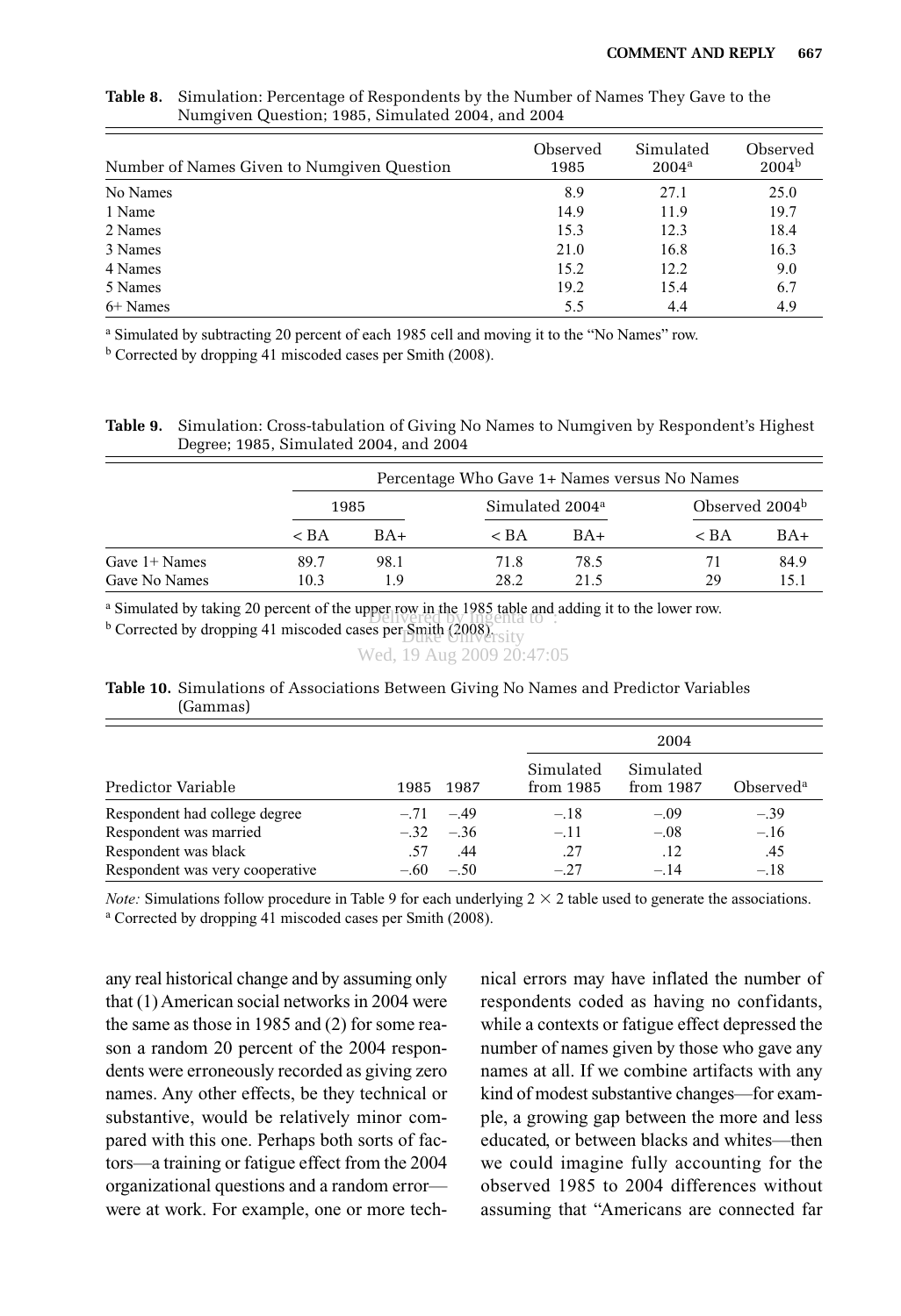**Table 8.** Simulation: Percentage of Respondents by the Number of Names They Gave to the Numgiven Question; 1985, Simulated 2004, and 2004

| Number of Names Given to Numgiven Question | Observed 1985 | Simulated 2004[a] | Observed 2004[b] |
|---|---|---|---|
| No Names | 8.9 | 27.1 | 25.0 |
| 1 Name | 14.9 | 11.9 | 19.7 |
| 2 Names | 15.3 | 12.3 | 18.4 |
| 3 Names | 21.0 | 16.8 | 16.3 |
| 4 Names | 15.2 | 12.2 | 9.0 |
| 5 Names | 19.2 | 15.4 | 6.7 |
| 6+ Names | 5.5 | 4.4 | 4.9 |

[a] Simulated by subtracting 20 percent of each 1985 cell and moving it to the "No Names" row.
[b] Corrected by dropping 41 miscoded cases per Smith (2008).

**Table 9.** Simulation: Cross-tabulation of Giving No Names to Numgiven by Respondent's Highest Degree; 1985, Simulated 2004, and 2004

| | Percentage Who Gave 1+ Names versus No Names | | | | | |
|---|---|---|---|---|---|---|
| | 1985 | | Simulated 2004[a] | | Observed 2004[b] | |
| | < BA | BA+ | < BA | BA+ | < BA | BA+ |
| Gave 1+ Names | 89.7 | 98.1 | 71.8 | 78.5 | 71 | 84.9 |
| Gave No Names | 10.3 | 1.9 | 28.2 | 21.5 | 29 | 15.1 |

[a] Simulated by taking 20 percent of the upper row in the 1985 table and adding it to the lower row.
[b] Corrected by dropping 41 miscoded cases per Smith (2008).

**Table 10.** Simulations of Associations Between Giving No Names and Predictor Variables (Gammas)

| | | | 2004 | | |
|---|---|---|---|---|---|
| Predictor Variable | 1985 | 1987 | Simulated from 1985 | Simulated from 1987 | Observed[a] |
| Respondent had college degree | –.71 | –.49 | –.18 | –.09 | –.39 |
| Respondent was married | –.32 | –.36 | –.11 | –.08 | –.16 |
| Respondent was black | .57 | .44 | .27 | .12 | .45 |
| Respondent was very cooperative | –.60 | –.50 | –.27 | –.14 | –.18 |

*Note:* Simulations follow procedure in Table 9 for each underlying 2 × 2 table used to generate the associations.
[a] Corrected by dropping 41 miscoded cases per Smith (2008).

any real historical change and by assuming only that (1) American social networks in 2004 were the same as those in 1985 and (2) for some reason a random 20 percent of the 2004 respondents were erroneously recorded as giving zero names. Any other effects, be they technical or substantive, would be relatively minor compared with this one. Perhaps both sorts of factors—a training or fatigue effect from the 2004 organizational questions and a random error—were at work. For example, one or more technical errors may have inflated the number of respondents coded as having no confidants, while a contexts or fatigue effect depressed the number of names given by those who gave any names at all. If we combine artifacts with any kind of modest substantive changes—for example, a growing gap between the more and less educated, or between blacks and whites—then we could imagine fully accounting for the observed 1985 to 2004 differences without assuming that "Americans are connected far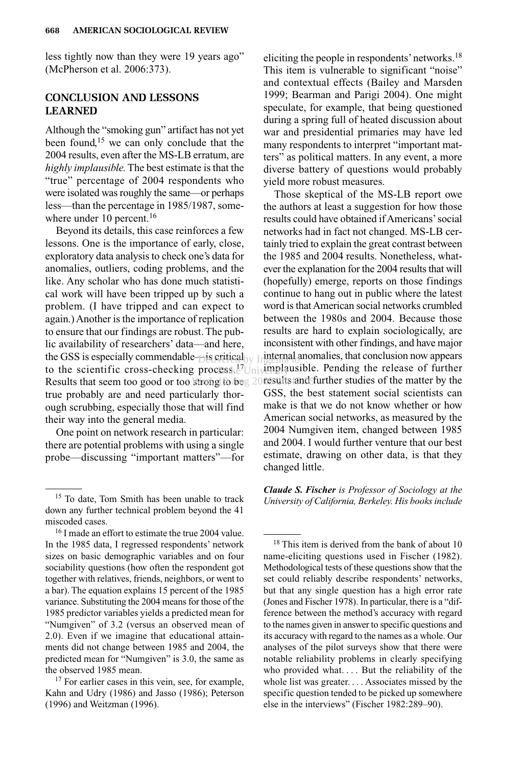less tightly now than they were 19 years ago" (McPherson et al. 2006:373).

## CONCLUSION AND LESSONS LEARNED

Although the "smoking gun" artifact has not yet been found,[15] we can only conclude that the 2004 results, even after the MS-LB erratum, are *highly implausible.* The best estimate is that the "true" percentage of 2004 respondents who were isolated was roughly the same—or perhaps less—than the percentage in 1985/1987, somewhere under 10 percent.[16]

Beyond its details, this case reinforces a few lessons. One is the importance of early, close, exploratory data analysis to check one's data for anomalies, outliers, coding problems, and the like. Any scholar who has done much statistical work will have been tripped up by such a problem. (I have tripped and can expect to again.) Another is the importance of replication to ensure that our findings are robust. The public availability of researchers' data—and here, the GSS is especially commendable—is critical to the scientific cross-checking process.[17] Results that seem too good or too strong to be true probably are and need particularly thorough scrubbing, especially those that will find their way into the general media.

One point on network research in particular: there are potential problems with using a single probe—discussing "important matters"—for eliciting the people in respondents' networks.[18] This item is vulnerable to significant "noise" and contextual effects (Bailey and Marsden 1999; Bearman and Parigi 2004). One might speculate, for example, that being questioned during a spring full of heated discussion about war and presidential primaries may have led many respondents to interpret "important matters" as political matters. In any event, a more diverse battery of questions would probably yield more robust measures.

Those skeptical of the MS-LB report owe the authors at least a suggestion for how those results could have obtained if Americans' social networks had in fact not changed. MS-LB certainly tried to explain the great contrast between the 1985 and 2004 results. Nonetheless, whatever the explanation for the 2004 results that will (hopefully) emerge, reports on those findings continue to hang out in public where the latest word is that American social networks crumbled between the 1980s and 2004. Because those results are hard to explain sociologically, are inconsistent with other findings, and have major internal anomalies, that conclusion now appears implausible. Pending the release of further results and further studies of the matter by the GSS, the best statement social scientists can make is that we do not know whether or how American social networks, as measured by the 2004 Numgiven item, changed between 1985 and 2004. I would further venture that our best estimate, drawing on other data, is that they changed little.

***Claude S. Fischer*** *is Professor of Sociology at the University of California, Berkeley. His books include*

---

[15] To date, Tom Smith has been unable to track down any further technical problem beyond the 41 miscoded cases.

[16] I made an effort to estimate the true 2004 value. In the 1985 data, I regressed respondents' network sizes on basic demographic variables and on four sociability questions (how often the respondent got together with relatives, friends, neighbors, or went to a bar). The equation explains 15 percent of the 1985 variance. Substituting the 2004 means for those of the 1985 predictor variables yields a predicted mean for "Numgiven" of 3.2 (versus an observed mean of 2.0). Even if we imagine that educational attainments did not change between 1985 and 2004, the predicted mean for "Numgiven" is 3.0, the same as the observed 1985 mean.

[17] For earlier cases in this vein, see, for example, Kahn and Udry (1986) and Jasso (1986); Peterson (1996) and Weitzman (1996).

[18] This item is derived from the bank of about 10 name-eliciting questions used in Fischer (1982). Methodological tests of these questions show that the set could reliably describe respondents' networks, but that any single question has a high error rate (Jones and Fischer 1978). In particular, there is a "difference between the method's accuracy with regard to the names given in answer to specific questions and its accuracy with regard to the names as a whole. Our analyses of the pilot surveys show that there were notable reliability problems in clearly specifying who provided what. . . . But the reliability of the whole list was greater. . . . Associates missed by the specific question tended to be picked up somewhere else in the interviews" (Fischer 1982:289–90).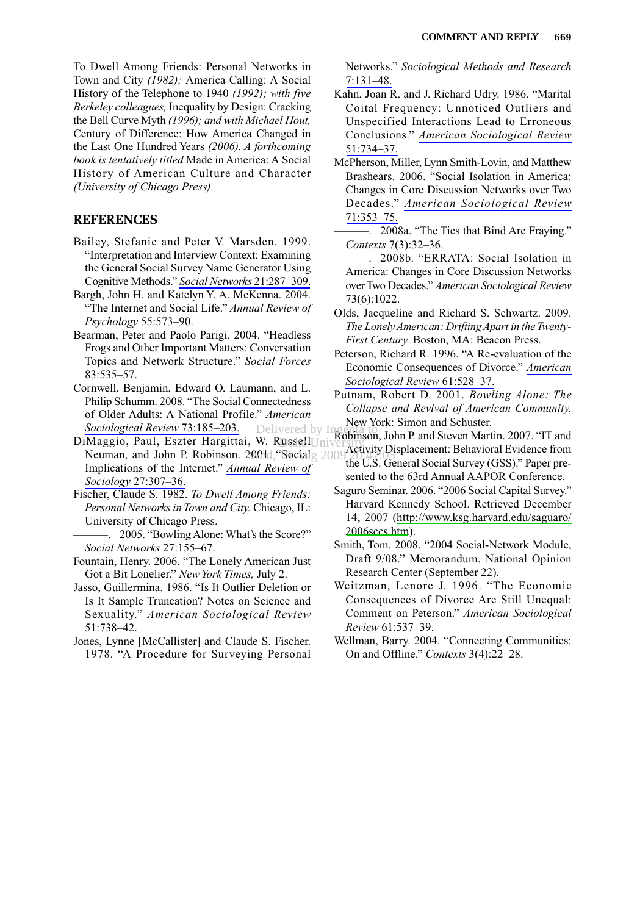To Dwell Among Friends: Personal Networks in Town and City *(1982);* America Calling: A Social History of the Telephone to 1940 *(1992); with five Berkeley colleagues,* Inequality by Design: Cracking the Bell Curve Myth *(1996); and with Michael Hout,* Century of Difference: How America Changed in the Last One Hundred Years *(2006). A forthcoming book is tentatively titled* Made in America: A Social History of American Culture and Character *(University of Chicago Press).*

## REFERENCES

Bailey, Stefanie and Peter V. Marsden. 1999. "Interpretation and Interview Context: Examining the General Social Survey Name Generator Using Cognitive Methods." *Social Networks* 21:287–309.

Bargh, John H. and Katelyn Y. A. McKenna. 2004. "The Internet and Social Life." *Annual Review of Psychology* 55:573–90.

Bearman, Peter and Paolo Parigi. 2004. "Headless Frogs and Other Important Matters: Conversation Topics and Network Structure." *Social Forces* 83:535–57.

Cornwell, Benjamin, Edward O. Laumann, and L. Philip Schumm. 2008. "The Social Connectedness of Older Adults: A National Profile." *American Sociological Review* 73:185–203.

DiMaggio, Paul, Eszter Hargittai, W. Russell Neuman, and John P. Robinson. 2001. "Social Implications of the Internet." *Annual Review of Sociology* 27:307–36.

Fischer, Claude S. 1982. *To Dwell Among Friends: Personal Networks in Town and City.* Chicago, IL: University of Chicago Press.

———. 2005. "Bowling Alone: What's the Score?" *Social Networks* 27:155–67.

Fountain, Henry. 2006. "The Lonely American Just Got a Bit Lonelier." *New York Times,* July 2.

Jasso, Guillermina. 1986. "Is It Outlier Deletion or Is It Sample Truncation? Notes on Science and Sexuality." *American Sociological Review* 51:738–42.

Jones, Lynne [McCallister] and Claude S. Fischer. 1978. "A Procedure for Surveying Personal Networks." *Sociological Methods and Research* 7:131–48.

Kahn, Joan R. and J. Richard Udry. 1986. "Marital Coital Frequency: Unnoticed Outliers and Unspecified Interactions Lead to Erroneous Conclusions." *American Sociological Review* 51:734–37.

McPherson, Miller, Lynn Smith-Lovin, and Matthew Brashears. 2006. "Social Isolation in America: Changes in Core Discussion Networks over Two Decades." *American Sociological Review* 71:353–75.

———. 2008a. "The Ties that Bind Are Fraying." *Contexts* 7(3):32–36.

———. 2008b. "ERRATA: Social Isolation in America: Changes in Core Discussion Networks over Two Decades." *American Sociological Review* 73(6):1022.

Olds, Jacqueline and Richard S. Schwartz. 2009. *The Lonely American: Drifting Apart in the Twenty-First Century.* Boston, MA: Beacon Press.

Peterson, Richard R. 1996. "A Re-evaluation of the Economic Consequences of Divorce." *American Sociological Review* 61:528–37.

Putnam, Robert D. 2001. *Bowling Alone: The Collapse and Revival of American Community.* New York: Simon and Schuster.

Robinson, John P. and Steven Martin. 2007. "IT and Activity Displacement: Behavioral Evidence from the U.S. General Social Survey (GSS)." Paper presented to the 63rd Annual AAPOR Conference.

Saguro Seminar. 2006. "2006 Social Capital Survey." Harvard Kennedy School. Retrieved December 14, 2007 (http://www.ksg.harvard.edu/saguaro/2006sccs.htm).

Smith, Tom. 2008. "2004 Social-Network Module, Draft 9/08." Memorandum, National Opinion Research Center (September 22).

Weitzman, Lenore J. 1996. "The Economic Consequences of Divorce Are Still Unequal: Comment on Peterson." *American Sociological Review* 61:537–39.

Wellman, Barry. 2004. "Connecting Communities: On and Offline." *Contexts* 3(4):22–28.